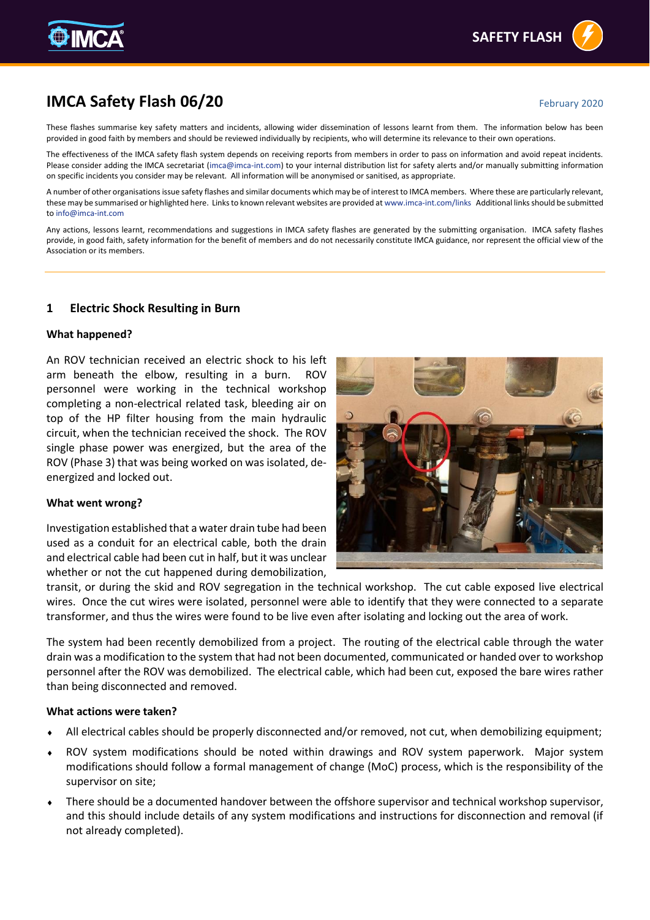# IMCA Safety Flash 06/20

February 2020

These flashes summarise key safety matters and incidents, allowing wider dissemination of lessons learnt from them. The information below has been provided in good faith by members and should be reviewed individually by recipients, who will determine its relevance to their own operations.

The effectiveness of the IMCA safety flash system depends on receiving reports from members in order to pass on information and avoid repeat incidents. Please consider adding the IMCA secretariat (imca@imca-int.com) to your internal distribution list for safety alerts and/or manually submitting information on specific incidents you consider may be relevant. All information will be anonymised or sanitised, as appropriate.

A number of other organisations issue safety flashes and similar documents which may be of interest to IMCA members. Where these are particularly relevant, these may be summarised or highlighted here. Links to known relevant websites are provided at www.imca-int.com/links Additional links should be submitted to info@imca-int.com

Any actions, lessons learnt, recommendations and suggestions in IMCA safety flashes are generated by the submitting organisation. IMCA safety flashes provide, in good faith, safety information for the benefit of members and do not necessarily constitute IMCA guidance, nor represent the official view of the Association or its members.

## 1 Electric Shock Resulting in Burn

### What happened?

An ROV technician received an electric shock to his left arm beneath the elbow, resulting in a burn. ROV personnel were working in the technical workshop completing a non-electrical related task, bleeding air on top of the HP filter housing from the main hydraulic circuit, when the technician received the shock. The ROV single phase power was energized, but the area of the ROV (Phase 3) that was being worked on was isolated, de-energized and locked out.

### What went wrong?

Investigation established that a water drain tube had been used as a conduit for an electrical cable, both the drain and electrical cable had been cut in half, but it was unclear whether or not the cut happened during demobilization, transit, or during the skid and ROV segregation in the technical workshop. The cut cable exposed live electrical wires. Once the cut wires were isolated, personnel were able to identify that they were connected to a separate transformer, and thus the wires were found to be live even after isolating and locking out the area of work.

The system had been recently demobilized from a project. The routing of the electrical cable through the water drain was a modification to the system that had not been documented, communicated or handed over to workshop personnel after the ROV was demobilized. The electrical cable, which had been cut, exposed the bare wires rather than being disconnected and removed.

### What actions were taken?

- All electrical cables should be properly disconnected and/or removed, not cut, when demobilizing equipment;
- ROV system modifications should be noted within drawings and ROV system paperwork. Major system modifications should follow a formal management of change (MoC) process, which is the responsibility of the supervisor on site;
- There should be a documented handover between the offshore supervisor and technical workshop supervisor, and this should include details of any system modifications and instructions for disconnection and removal (if not already completed).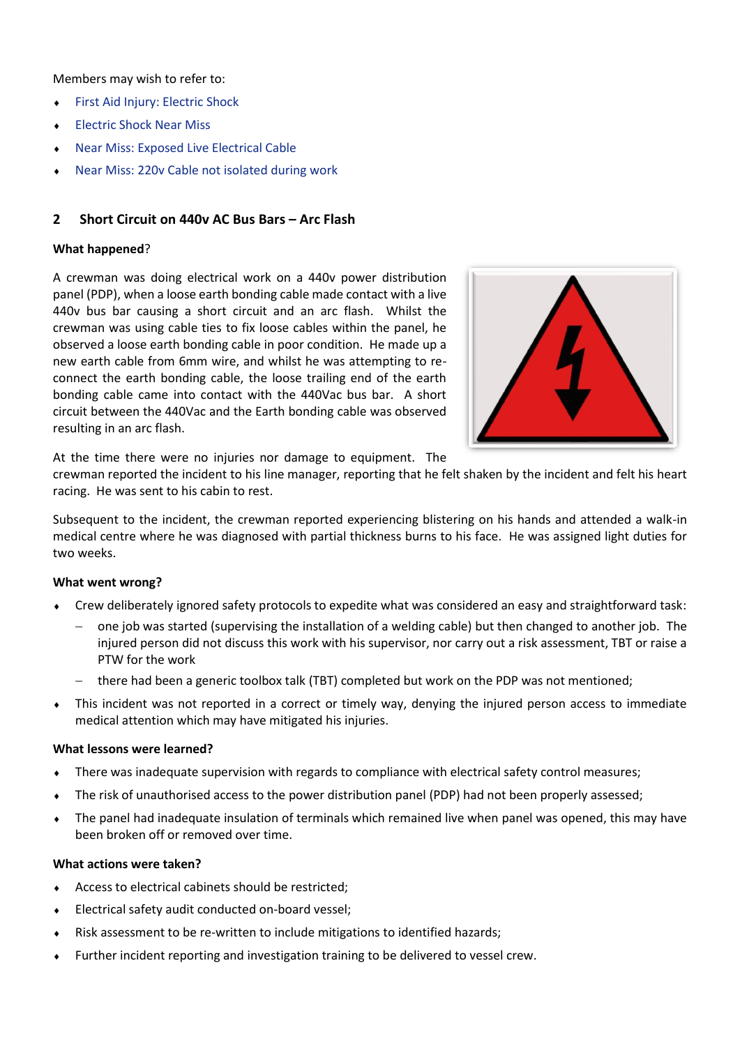Members may wish to refer to:

- First Aid Injury: Electric Shock
- Electric Shock Near Miss
- Near Miss: Exposed Live Electrical Cable
- Near Miss: 220v Cable not isolated during work

## 2 Short Circuit on 440v AC Bus Bars – Arc Flash

**What happened**?

A crewman was doing electrical work on a 440v power distribution panel (PDP), when a loose earth bonding cable made contact with a live 440v bus bar causing a short circuit and an arc flash. Whilst the crewman was using cable ties to fix loose cables within the panel, he observed a loose earth bonding cable in poor condition. He made up a new earth cable from 6mm wire, and whilst he was attempting to re-connect the earth bonding cable, the loose trailing end of the earth bonding cable came into contact with the 440Vac bus bar. A short circuit between the 440Vac and the Earth bonding cable was observed resulting in an arc flash.

At the time there were no injuries nor damage to equipment. The crewman reported the incident to his line manager, reporting that he felt shaken by the incident and felt his heart racing. He was sent to his cabin to rest.

Subsequent to the incident, the crewman reported experiencing blistering on his hands and attended a walk-in medical centre where he was diagnosed with partial thickness burns to his face. He was assigned light duties for two weeks.

**What went wrong?**

- Crew deliberately ignored safety protocols to expedite what was considered an easy and straightforward task:
  - one job was started (supervising the installation of a welding cable) but then changed to another job. The injured person did not discuss this work with his supervisor, nor carry out a risk assessment, TBT or raise a PTW for the work
  - there had been a generic toolbox talk (TBT) completed but work on the PDP was not mentioned;
- This incident was not reported in a correct or timely way, denying the injured person access to immediate medical attention which may have mitigated his injuries.

**What lessons were learned?**

- There was inadequate supervision with regards to compliance with electrical safety control measures;
- The risk of unauthorised access to the power distribution panel (PDP) had not been properly assessed;
- The panel had inadequate insulation of terminals which remained live when panel was opened, this may have been broken off or removed over time.

**What actions were taken?**

- Access to electrical cabinets should be restricted;
- Electrical safety audit conducted on-board vessel;
- Risk assessment to be re-written to include mitigations to identified hazards;
- Further incident reporting and investigation training to be delivered to vessel crew.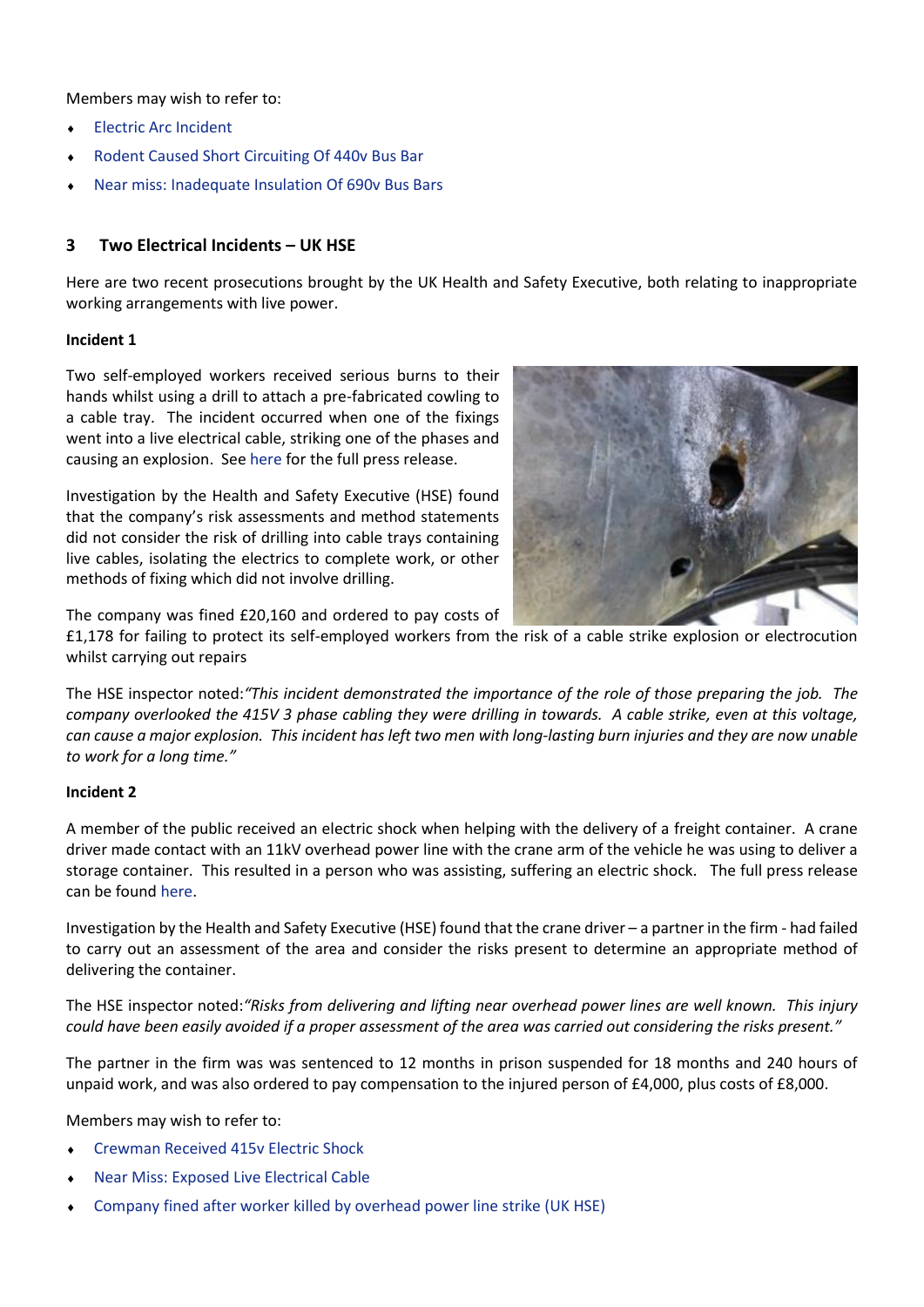Members may wish to refer to:

- Electric Arc Incident
- Rodent Caused Short Circuiting Of 440v Bus Bar
- Near miss: Inadequate Insulation Of 690v Bus Bars

## 3 Two Electrical Incidents – UK HSE

Here are two recent prosecutions brought by the UK Health and Safety Executive, both relating to inappropriate working arrangements with live power.

**Incident 1**

Two self-employed workers received serious burns to their hands whilst using a drill to attach a pre-fabricated cowling to a cable tray. The incident occurred when one of the fixings went into a live electrical cable, striking one of the phases and causing an explosion. See here for the full press release.

Investigation by the Health and Safety Executive (HSE) found that the company's risk assessments and method statements did not consider the risk of drilling into cable trays containing live cables, isolating the electrics to complete work, or other methods of fixing which did not involve drilling.

The company was fined £20,160 and ordered to pay costs of £1,178 for failing to protect its self-employed workers from the risk of a cable strike explosion or electrocution whilst carrying out repairs

The HSE inspector noted:*"This incident demonstrated the importance of the role of those preparing the job. The company overlooked the 415V 3 phase cabling they were drilling in towards. A cable strike, even at this voltage, can cause a major explosion. This incident has left two men with long-lasting burn injuries and they are now unable to work for a long time."*

**Incident 2**

A member of the public received an electric shock when helping with the delivery of a freight container. A crane driver made contact with an 11kV overhead power line with the crane arm of the vehicle he was using to deliver a storage container. This resulted in a person who was assisting, suffering an electric shock. The full press release can be found here.

Investigation by the Health and Safety Executive (HSE) found that the crane driver – a partner in the firm - had failed to carry out an assessment of the area and consider the risks present to determine an appropriate method of delivering the container.

The HSE inspector noted:*"Risks from delivering and lifting near overhead power lines are well known. This injury could have been easily avoided if a proper assessment of the area was carried out considering the risks present."*

The partner in the firm was was sentenced to 12 months in prison suspended for 18 months and 240 hours of unpaid work, and was also ordered to pay compensation to the injured person of £4,000, plus costs of £8,000.

Members may wish to refer to:

- Crewman Received 415v Electric Shock
- Near Miss: Exposed Live Electrical Cable
- Company fined after worker killed by overhead power line strike (UK HSE)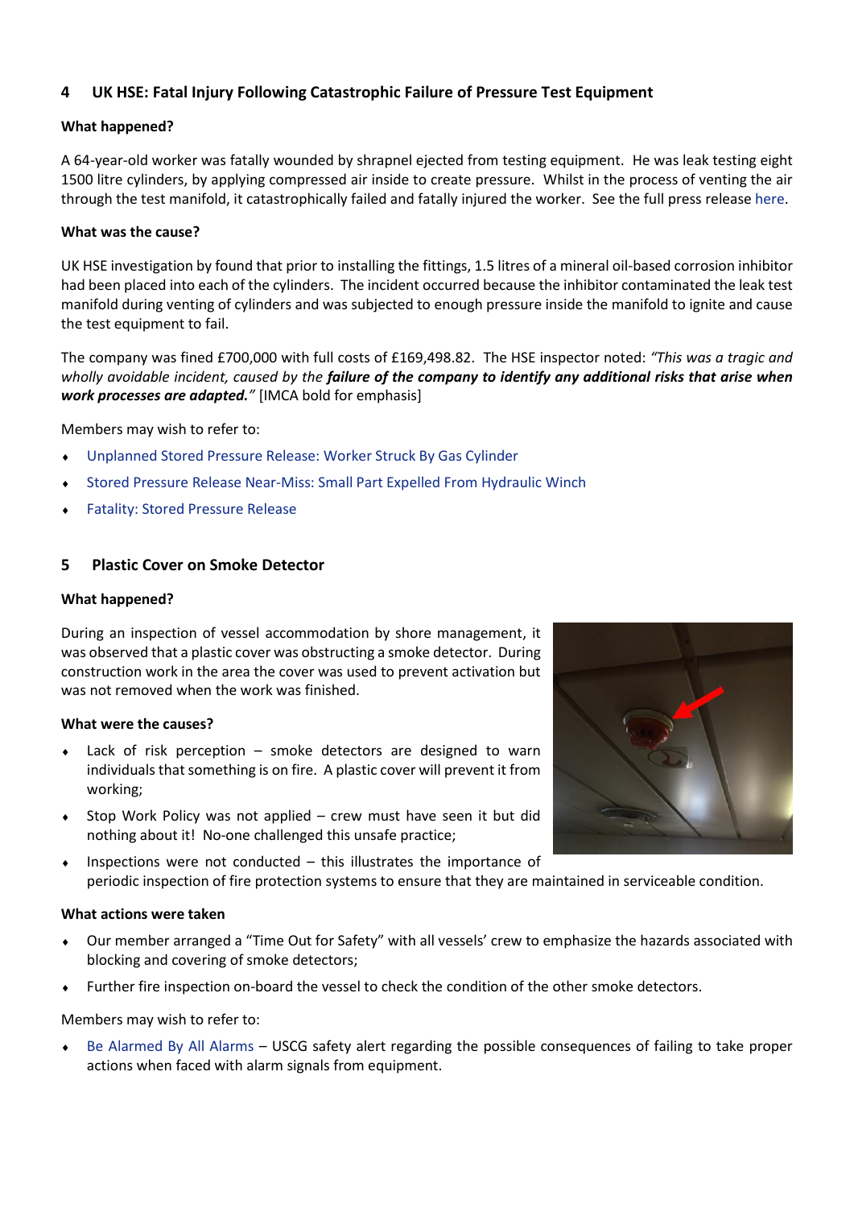## 4 UK HSE: Fatal Injury Following Catastrophic Failure of Pressure Test Equipment

**What happened?**

A 64-year-old worker was fatally wounded by shrapnel ejected from testing equipment. He was leak testing eight 1500 litre cylinders, by applying compressed air inside to create pressure. Whilst in the process of venting the air through the test manifold, it catastrophically failed and fatally injured the worker. See the full press release here.

**What was the cause?**

UK HSE investigation by found that prior to installing the fittings, 1.5 litres of a mineral oil-based corrosion inhibitor had been placed into each of the cylinders. The incident occurred because the inhibitor contaminated the leak test manifold during venting of cylinders and was subjected to enough pressure inside the manifold to ignite and cause the test equipment to fail.

The company was fined £700,000 with full costs of £169,498.82. The HSE inspector noted: *"This was a tragic and wholly avoidable incident, caused by the **failure of the company to identify any additional risks that arise when work processes are adapted.**"* [IMCA bold for emphasis]

Members may wish to refer to:

- Unplanned Stored Pressure Release: Worker Struck By Gas Cylinder
- Stored Pressure Release Near-Miss: Small Part Expelled From Hydraulic Winch
- Fatality: Stored Pressure Release

## 5 Plastic Cover on Smoke Detector

**What happened?**

During an inspection of vessel accommodation by shore management, it was observed that a plastic cover was obstructing a smoke detector. During construction work in the area the cover was used to prevent activation but was not removed when the work was finished.

**What were the causes?**

- Lack of risk perception – smoke detectors are designed to warn individuals that something is on fire. A plastic cover will prevent it from working;
- Stop Work Policy was not applied – crew must have seen it but did nothing about it! No-one challenged this unsafe practice;
- Inspections were not conducted – this illustrates the importance of periodic inspection of fire protection systems to ensure that they are maintained in serviceable condition.

**What actions were taken**

- Our member arranged a "Time Out for Safety" with all vessels' crew to emphasize the hazards associated with blocking and covering of smoke detectors;
- Further fire inspection on-board the vessel to check the condition of the other smoke detectors.

Members may wish to refer to:

- Be Alarmed By All Alarms – USCG safety alert regarding the possible consequences of failing to take proper actions when faced with alarm signals from equipment.